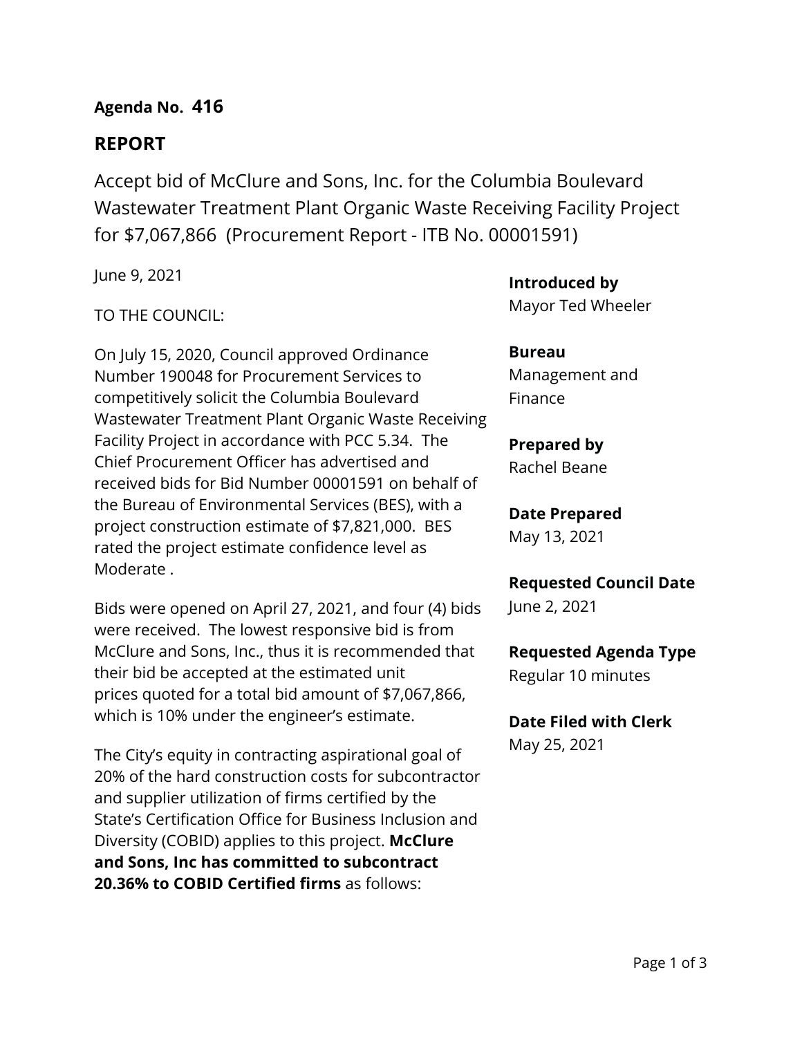**Agenda No. 416**

## REPORT

Accept bid of McClure and Sons, Inc. for the Columbia Boulevard Wastewater Treatment Plant Organic Waste Receiving Facility Project for $7,067,866 (Procurement Report - ITB No. 00001591)

June 9, 2021

TO THE COUNCIL:

On July 15, 2020, Council approved Ordinance Number 190048 for Procurement Services to competitively solicit the Columbia Boulevard Wastewater Treatment Plant Organic Waste Receiving Facility Project in accordance with PCC 5.34. The Chief Procurement Officer has advertised and received bids for Bid Number 00001591 on behalf of the Bureau of Environmental Services (BES), with a project construction estimate of $7,821,000. BES rated the project estimate confidence level as Moderate .

Bids were opened on April 27, 2021, and four (4) bids were received. The lowest responsive bid is from McClure and Sons, Inc., thus it is recommended that their bid be accepted at the estimated unit prices quoted for a total bid amount of $7,067,866, which is 10% under the engineer's estimate.

The City's equity in contracting aspirational goal of 20% of the hard construction costs for subcontractor and supplier utilization of firms certified by the State's Certification Office for Business Inclusion and Diversity (COBID) applies to this project. **McClure and Sons, Inc has committed to subcontract 20.36% to COBID Certified firms** as follows:

**Introduced by**
Mayor Ted Wheeler

**Bureau**
Management and Finance

**Prepared by**
Rachel Beane

**Date Prepared**
May 13, 2021

**Requested Council Date**
June 2, 2021

**Requested Agenda Type**
Regular 10 minutes

**Date Filed with Clerk**
May 25, 2021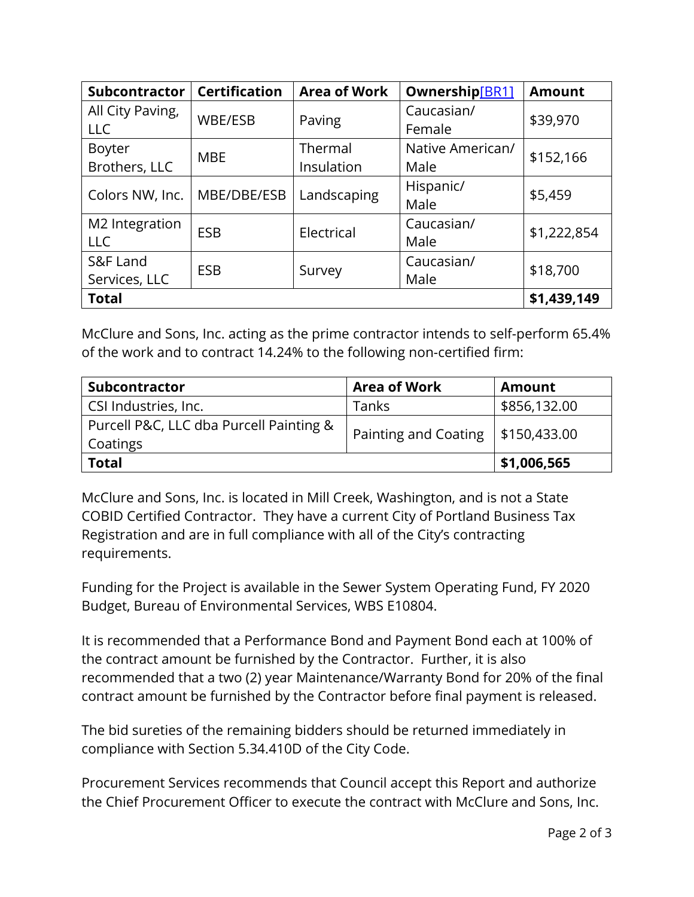| Subcontractor | Certification | Area of Work | Ownership[BR1] | Amount |
|---|---|---|---|---|
| All City Paving, LLC | WBE/ESB | Paving | Caucasian/ Female | $39,970 |
| Boyter Brothers, LLC | MBE | Thermal Insulation | Native American/ Male | $152,166 |
| Colors NW, Inc. | MBE/DBE/ESB | Landscaping | Hispanic/ Male | $5,459 |
| M2 Integration LLC | ESB | Electrical | Caucasian/ Male | $1,222,854 |
| S&F Land Services, LLC | ESB | Survey | Caucasian/ Male | $18,700 |
| **Total** | | | | **$1,439,149** |

McClure and Sons, Inc. acting as the prime contractor intends to self-perform 65.4% of the work and to contract 14.24% to the following non-certified firm:

| Subcontractor | Area of Work | Amount |
|---|---|---|
| CSI Industries, Inc. | Tanks | $856,132.00 |
| Purcell P&C, LLC dba Purcell Painting & Coatings | Painting and Coating | $150,433.00 |
| **Total** | | **$1,006,565** |

McClure and Sons, Inc. is located in Mill Creek, Washington, and is not a State COBID Certified Contractor. They have a current City of Portland Business Tax Registration and are in full compliance with all of the City's contracting requirements.

Funding for the Project is available in the Sewer System Operating Fund, FY 2020 Budget, Bureau of Environmental Services, WBS E10804.

It is recommended that a Performance Bond and Payment Bond each at 100% of the contract amount be furnished by the Contractor. Further, it is also recommended that a two (2) year Maintenance/Warranty Bond for 20% of the final contract amount be furnished by the Contractor before final payment is released.

The bid sureties of the remaining bidders should be returned immediately in compliance with Section 5.34.410D of the City Code.

Procurement Services recommends that Council accept this Report and authorize the Chief Procurement Officer to execute the contract with McClure and Sons, Inc.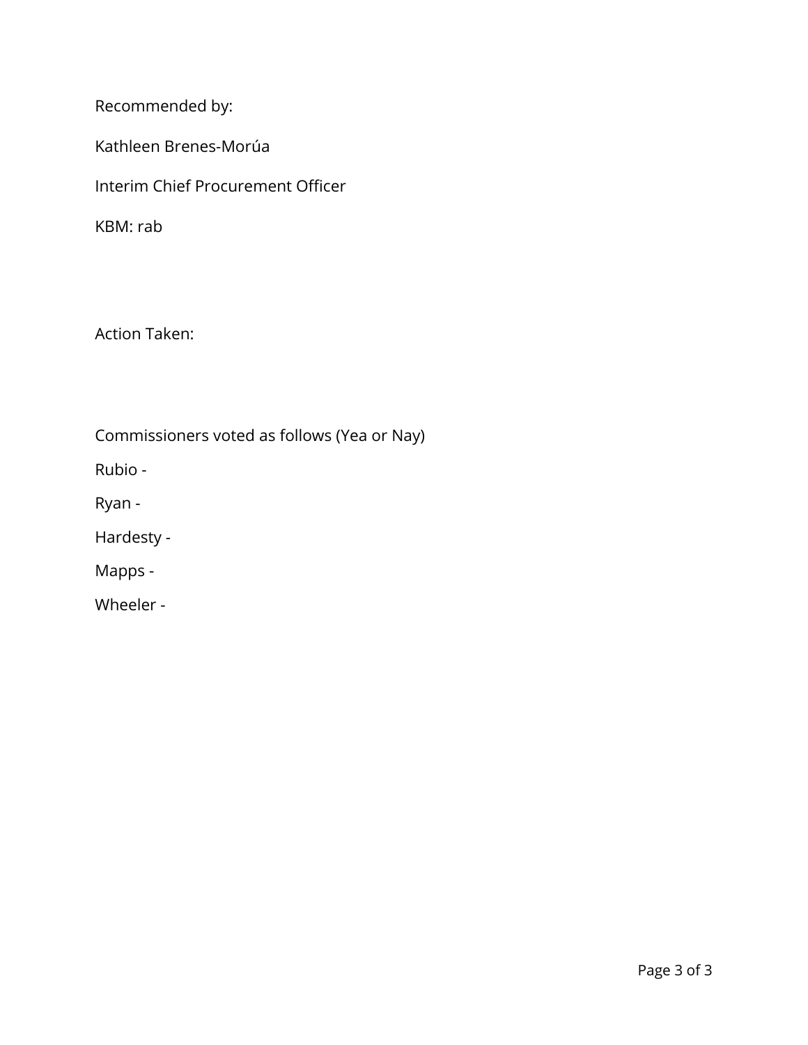Recommended by:

Kathleen Brenes-Morúa

Interim Chief Procurement Officer

KBM: rab

Action Taken:

Commissioners voted as follows (Yea or Nay)

Rubio -

Ryan -

Hardesty -

Mapps -

Wheeler -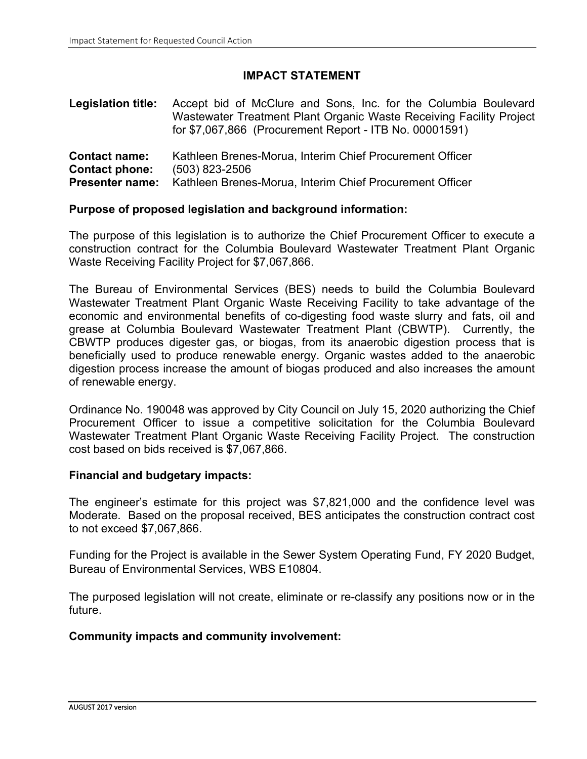## IMPACT STATEMENT

**Legislation title:** Accept bid of McClure and Sons, Inc. for the Columbia Boulevard Wastewater Treatment Plant Organic Waste Receiving Facility Project for $7,067,866 (Procurement Report - ITB No. 00001591)

**Contact name:** Kathleen Brenes-Morua, Interim Chief Procurement Officer
**Contact phone:** (503) 823-2506
**Presenter name:** Kathleen Brenes-Morua, Interim Chief Procurement Officer

### Purpose of proposed legislation and background information:

The purpose of this legislation is to authorize the Chief Procurement Officer to execute a construction contract for the Columbia Boulevard Wastewater Treatment Plant Organic Waste Receiving Facility Project for $7,067,866.

The Bureau of Environmental Services (BES) needs to build the Columbia Boulevard Wastewater Treatment Plant Organic Waste Receiving Facility to take advantage of the economic and environmental benefits of co-digesting food waste slurry and fats, oil and grease at Columbia Boulevard Wastewater Treatment Plant (CBWTP). Currently, the CBWTP produces digester gas, or biogas, from its anaerobic digestion process that is beneficially used to produce renewable energy. Organic wastes added to the anaerobic digestion process increase the amount of biogas produced and also increases the amount of renewable energy.

Ordinance No. 190048 was approved by City Council on July 15, 2020 authorizing the Chief Procurement Officer to issue a competitive solicitation for the Columbia Boulevard Wastewater Treatment Plant Organic Waste Receiving Facility Project. The construction cost based on bids received is $7,067,866.

### Financial and budgetary impacts:

The engineer's estimate for this project was $7,821,000 and the confidence level was Moderate. Based on the proposal received, BES anticipates the construction contract cost to not exceed $7,067,866.

Funding for the Project is available in the Sewer System Operating Fund, FY 2020 Budget, Bureau of Environmental Services, WBS E10804.

The purposed legislation will not create, eliminate or re-classify any positions now or in the future.

### Community impacts and community involvement: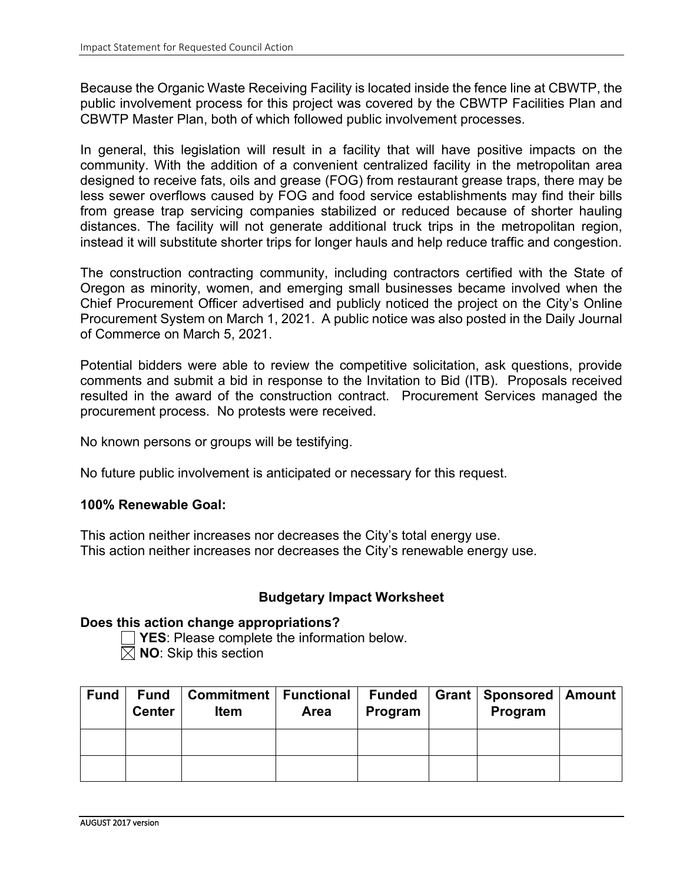Because the Organic Waste Receiving Facility is located inside the fence line at CBWTP, the public involvement process for this project was covered by the CBWTP Facilities Plan and CBWTP Master Plan, both of which followed public involvement processes.

In general, this legislation will result in a facility that will have positive impacts on the community. With the addition of a convenient centralized facility in the metropolitan area designed to receive fats, oils and grease (FOG) from restaurant grease traps, there may be less sewer overflows caused by FOG and food service establishments may find their bills from grease trap servicing companies stabilized or reduced because of shorter hauling distances. The facility will not generate additional truck trips in the metropolitan region, instead it will substitute shorter trips for longer hauls and help reduce traffic and congestion.

The construction contracting community, including contractors certified with the State of Oregon as minority, women, and emerging small businesses became involved when the Chief Procurement Officer advertised and publicly noticed the project on the City's Online Procurement System on March 1, 2021. A public notice was also posted in the Daily Journal of Commerce on March 5, 2021.

Potential bidders were able to review the competitive solicitation, ask questions, provide comments and submit a bid in response to the Invitation to Bid (ITB). Proposals received resulted in the award of the construction contract. Procurement Services managed the procurement process. No protests were received.

No known persons or groups will be testifying.

No future public involvement is anticipated or necessary for this request.

**100% Renewable Goal:**

This action neither increases nor decreases the City's total energy use.
This action neither increases nor decreases the City's renewable energy use.

**Budgetary Impact Worksheet**

**Does this action change appropriations?**

☐ **YES**: Please complete the information below.
☒ **NO**: Skip this section

| Fund | Fund Center | Commitment Item | Functional Area | Funded Program | Grant | Sponsored Program | Amount |
|---|---|---|---|---|---|---|---|
| | | | | | | | |
| | | | | | | | |